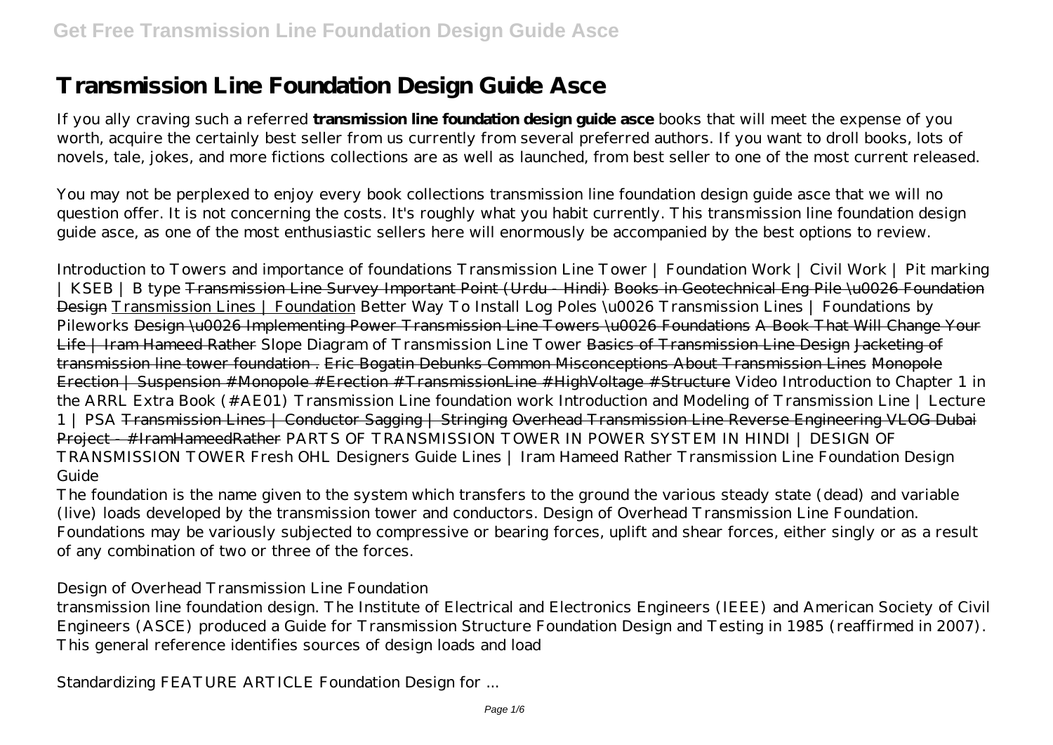# Transmission Line Foundation Design Guide Asce

If you ally craving such a referred **transmission line foundation design guide asce** books that will meet the expense of you worth, acquire the certainly best seller from us currently from several preferred authors. If you want to droll books, lots of novels, tale, jokes, and more fictions collections are as well as launched, from best seller to one of the most current released.

You may not be perplexed to enjoy every book collections transmission line foundation design guide asce that we will no question offer. It is not concerning the costs. It's roughly what you habit currently. This transmission line foundation design guide asce, as one of the most enthusiastic sellers here will enormously be accompanied by the best options to review.

*Introduction to Towers and importance of foundations* *Transmission Line Tower | Foundation Work | Civil Work | Pit marking | KSEB | B type* ~~Transmission Line Survey Important Point (Urdu - Hindi)~~ ~~Books in Geotechnical Eng Pile \u0026 Foundation Design~~ Transmission Lines | Foundation *Better Way To Install Log Poles \u0026 Transmission Lines | Foundations by Pileworks* ~~Design \u0026 Implementing Power Transmission Line Towers \u0026 Foundations~~ ~~A Book That Will Change Your Life | Iram Hameed Rather~~ *Slope Diagram of Transmission Line Tower* ~~Basics of Transmission Line Design~~ ~~Jacketing of transmission line tower foundation .~~ ~~Eric Bogatin Debunks Common Misconceptions About Transmission Lines~~ ~~Monopole Erection | Suspension #Monopole #Erection #TransmissionLine #HighVoltage #Structure~~ *Video Introduction to Chapter 1 in the ARRL Extra Book (#AE01)* *Transmission Line foundation work* *Introduction and Modeling of Transmission Line | Lecture 1 | PSA* ~~Transmission Lines | Conductor Sagging | Stringing~~ ~~Overhead Transmission Line Reverse Engineering VLOG Dubai Project - #IramHameedRather~~ *PARTS OF TRANSMISSION TOWER IN POWER SYSTEM IN HINDI | DESIGN OF TRANSMISSION TOWER* *Fresh OHL Designers Guide Lines | Iram Hameed Rather* *Transmission Line Foundation Design Guide*

The foundation is the name given to the system which transfers to the ground the various steady state (dead) and variable (live) loads developed by the transmission tower and conductors. Design of Overhead Transmission Line Foundation. Foundations may be variously subjected to compressive or bearing forces, uplift and shear forces, either singly or as a result of any combination of two or three of the forces.

*Design of Overhead Transmission Line Foundation*

transmission line foundation design. The Institute of Electrical and Electronics Engineers (IEEE) and American Society of Civil Engineers (ASCE) produced a Guide for Transmission Structure Foundation Design and Testing in 1985 (reaffirmed in 2007). This general reference identifies sources of design loads and load

*Standardizing FEATURE ARTICLE Foundation Design for ...*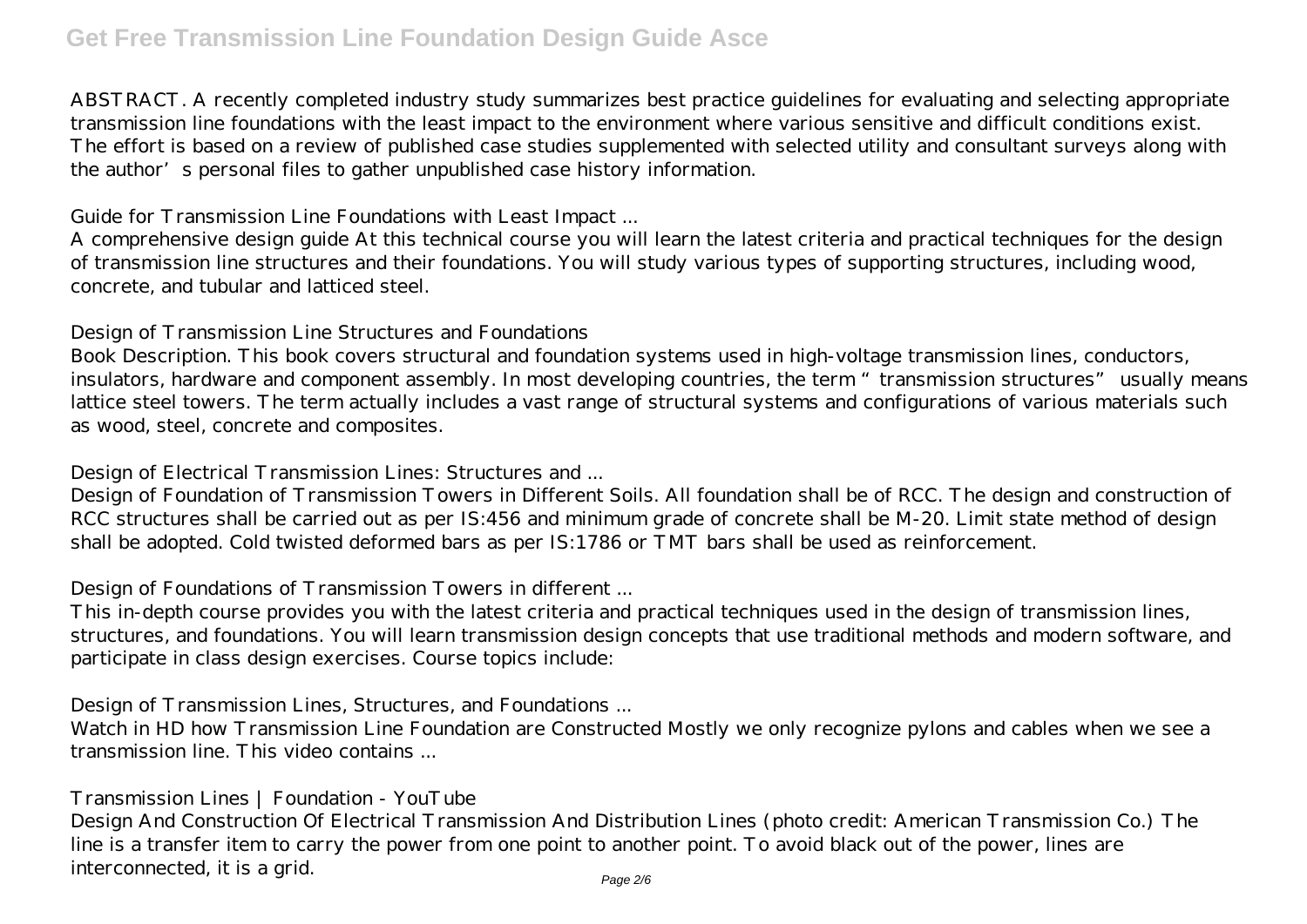ABSTRACT. A recently completed industry study summarizes best practice guidelines for evaluating and selecting appropriate transmission line foundations with the least impact to the environment where various sensitive and difficult conditions exist. The effort is based on a review of published case studies supplemented with selected utility and consultant surveys along with the author's personal files to gather unpublished case history information.

*Guide for Transmission Line Foundations with Least Impact ...*

A comprehensive design guide At this technical course you will learn the latest criteria and practical techniques for the design of transmission line structures and their foundations. You will study various types of supporting structures, including wood, concrete, and tubular and latticed steel.

*Design of Transmission Line Structures and Foundations*

Book Description. This book covers structural and foundation systems used in high-voltage transmission lines, conductors, insulators, hardware and component assembly. In most developing countries, the term "transmission structures" usually means lattice steel towers. The term actually includes a vast range of structural systems and configurations of various materials such as wood, steel, concrete and composites.

*Design of Electrical Transmission Lines: Structures and ...*

Design of Foundation of Transmission Towers in Different Soils. All foundation shall be of RCC. The design and construction of RCC structures shall be carried out as per IS:456 and minimum grade of concrete shall be M-20. Limit state method of design shall be adopted. Cold twisted deformed bars as per IS:1786 or TMT bars shall be used as reinforcement.

*Design of Foundations of Transmission Towers in different ...*

This in-depth course provides you with the latest criteria and practical techniques used in the design of transmission lines, structures, and foundations. You will learn transmission design concepts that use traditional methods and modern software, and participate in class design exercises. Course topics include:

*Design of Transmission Lines, Structures, and Foundations ...*

Watch in HD how Transmission Line Foundation are Constructed Mostly we only recognize pylons and cables when we see a transmission line. This video contains ...

*Transmission Lines | Foundation - YouTube*

Design And Construction Of Electrical Transmission And Distribution Lines (photo credit: American Transmission Co.) The line is a transfer item to carry the power from one point to another point. To avoid black out of the power, lines are interconnected, it is a grid.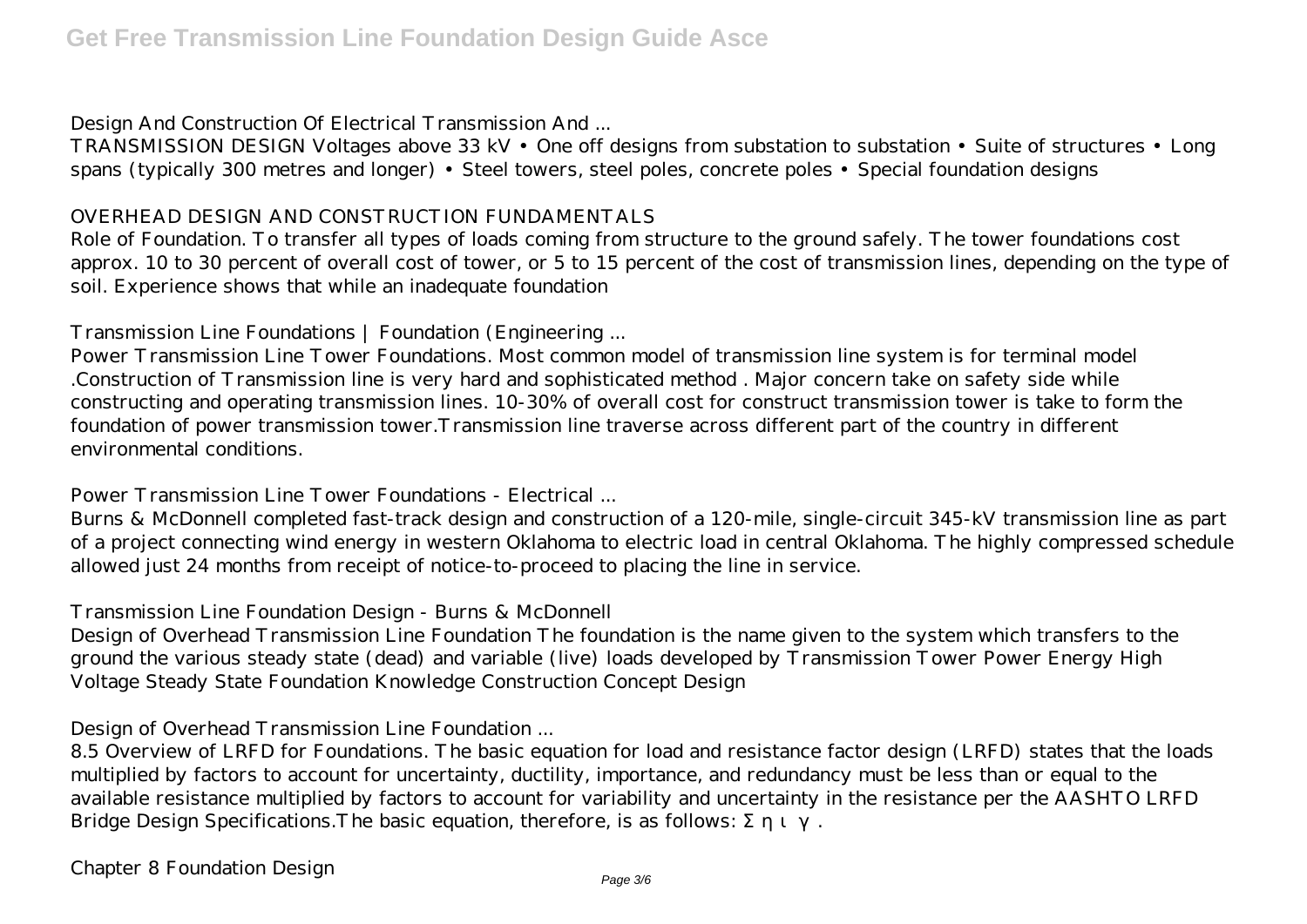## Design And Construction Of Electrical Transmission And ...

TRANSMISSION DESIGN Voltages above 33 kV • One off designs from substation to substation • Suite of structures • Long spans (typically 300 metres and longer) • Steel towers, steel poles, concrete poles • Special foundation designs

## OVERHEAD DESIGN AND CONSTRUCTION FUNDAMENTALS

Role of Foundation. To transfer all types of loads coming from structure to the ground safely. The tower foundations cost approx. 10 to 30 percent of overall cost of tower, or 5 to 15 percent of the cost of transmission lines, depending on the type of soil. Experience shows that while an inadequate foundation

## Transmission Line Foundations | Foundation (Engineering ...

Power Transmission Line Tower Foundations. Most common model of transmission line system is for terminal model .Construction of Transmission line is very hard and sophisticated method . Major concern take on safety side while constructing and operating transmission lines. 10-30% of overall cost for construct transmission tower is take to form the foundation of power transmission tower.Transmission line traverse across different part of the country in different environmental conditions.

## Power Transmission Line Tower Foundations - Electrical ...

Burns & McDonnell completed fast-track design and construction of a 120-mile, single-circuit 345-kV transmission line as part of a project connecting wind energy in western Oklahoma to electric load in central Oklahoma. The highly compressed schedule allowed just 24 months from receipt of notice-to-proceed to placing the line in service.

## Transmission Line Foundation Design - Burns & McDonnell

Design of Overhead Transmission Line Foundation The foundation is the name given to the system which transfers to the ground the various steady state (dead) and variable (live) loads developed by Transmission Tower Power Energy High Voltage Steady State Foundation Knowledge Construction Concept Design

## Design of Overhead Transmission Line Foundation ...

8.5 Overview of LRFD for Foundations. The basic equation for load and resistance factor design (LRFD) states that the loads multiplied by factors to account for uncertainty, ductility, importance, and redundancy must be less than or equal to the available resistance multiplied by factors to account for variability and uncertainty in the resistance per the AASHTO LRFD Bridge Design Specifications.The basic equation, therefore, is as follows: Σ η ι γ .

## Chapter 8 Foundation Design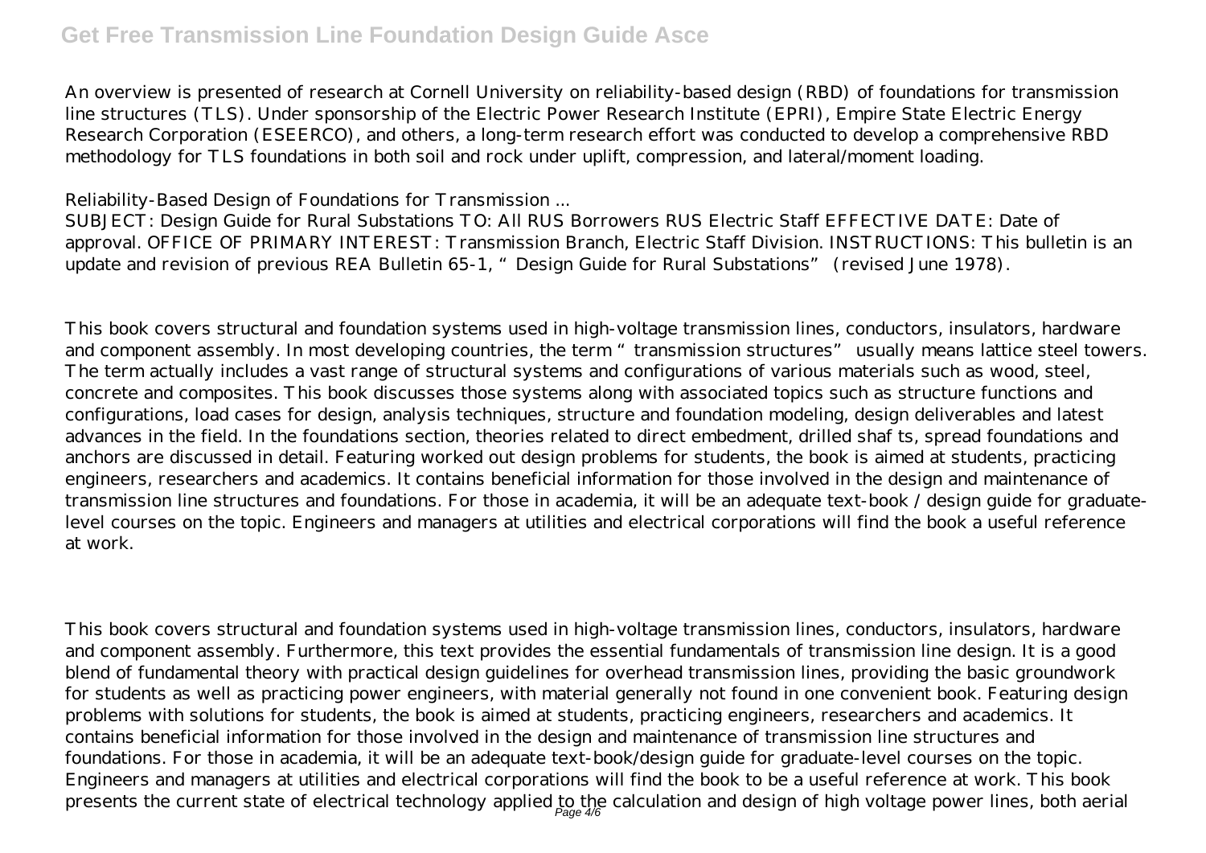An overview is presented of research at Cornell University on reliability-based design (RBD) of foundations for transmission line structures (TLS). Under sponsorship of the Electric Power Research Institute (EPRI), Empire State Electric Energy Research Corporation (ESEERCO), and others, a long-term research effort was conducted to develop a comprehensive RBD methodology for TLS foundations in both soil and rock under uplift, compression, and lateral/moment loading.

Reliability-Based Design of Foundations for Transmission ...
SUBJECT: Design Guide for Rural Substations TO: All RUS Borrowers RUS Electric Staff EFFECTIVE DATE: Date of approval. OFFICE OF PRIMARY INTEREST: Transmission Branch, Electric Staff Division. INSTRUCTIONS: This bulletin is an update and revision of previous REA Bulletin 65-1, "Design Guide for Rural Substations" (revised June 1978).

This book covers structural and foundation systems used in high-voltage transmission lines, conductors, insulators, hardware and component assembly. In most developing countries, the term "transmission structures" usually means lattice steel towers. The term actually includes a vast range of structural systems and configurations of various materials such as wood, steel, concrete and composites. This book discusses those systems along with associated topics such as structure functions and configurations, load cases for design, analysis techniques, structure and foundation modeling, design deliverables and latest advances in the field. In the foundations section, theories related to direct embedment, drilled shaf ts, spread foundations and anchors are discussed in detail. Featuring worked out design problems for students, the book is aimed at students, practicing engineers, researchers and academics. It contains beneficial information for those involved in the design and maintenance of transmission line structures and foundations. For those in academia, it will be an adequate text-book / design guide for graduate-level courses on the topic. Engineers and managers at utilities and electrical corporations will find the book a useful reference at work.

This book covers structural and foundation systems used in high-voltage transmission lines, conductors, insulators, hardware and component assembly. Furthermore, this text provides the essential fundamentals of transmission line design. It is a good blend of fundamental theory with practical design guidelines for overhead transmission lines, providing the basic groundwork for students as well as practicing power engineers, with material generally not found in one convenient book. Featuring design problems with solutions for students, the book is aimed at students, practicing engineers, researchers and academics. It contains beneficial information for those involved in the design and maintenance of transmission line structures and foundations. For those in academia, it will be an adequate text-book/design guide for graduate-level courses on the topic. Engineers and managers at utilities and electrical corporations will find the book to be a useful reference at work. This book presents the current state of electrical technology applied to the calculation and design of high voltage power lines, both aerial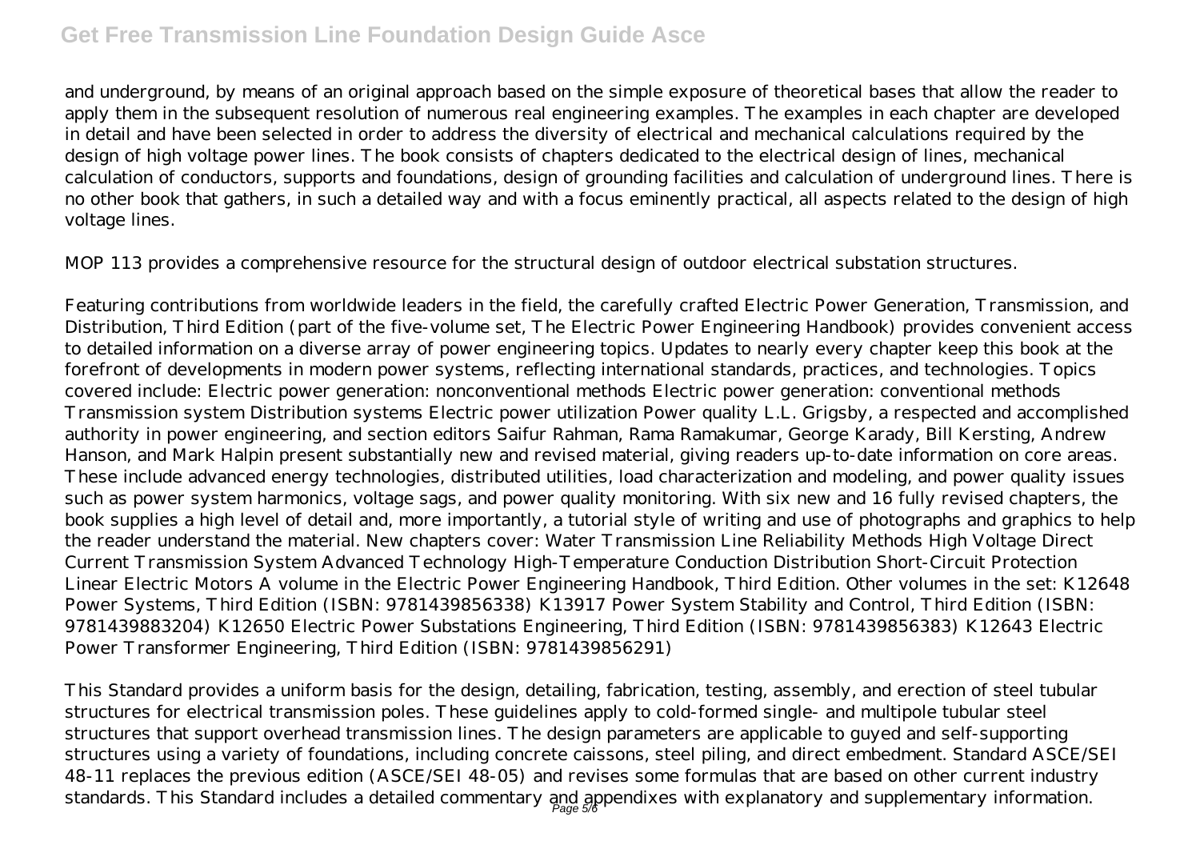and underground, by means of an original approach based on the simple exposure of theoretical bases that allow the reader to apply them in the subsequent resolution of numerous real engineering examples. The examples in each chapter are developed in detail and have been selected in order to address the diversity of electrical and mechanical calculations required by the design of high voltage power lines. The book consists of chapters dedicated to the electrical design of lines, mechanical calculation of conductors, supports and foundations, design of grounding facilities and calculation of underground lines. There is no other book that gathers, in such a detailed way and with a focus eminently practical, all aspects related to the design of high voltage lines.

MOP 113 provides a comprehensive resource for the structural design of outdoor electrical substation structures.

Featuring contributions from worldwide leaders in the field, the carefully crafted Electric Power Generation, Transmission, and Distribution, Third Edition (part of the five-volume set, The Electric Power Engineering Handbook) provides convenient access to detailed information on a diverse array of power engineering topics. Updates to nearly every chapter keep this book at the forefront of developments in modern power systems, reflecting international standards, practices, and technologies. Topics covered include: Electric power generation: nonconventional methods Electric power generation: conventional methods Transmission system Distribution systems Electric power utilization Power quality L.L. Grigsby, a respected and accomplished authority in power engineering, and section editors Saifur Rahman, Rama Ramakumar, George Karady, Bill Kersting, Andrew Hanson, and Mark Halpin present substantially new and revised material, giving readers up-to-date information on core areas. These include advanced energy technologies, distributed utilities, load characterization and modeling, and power quality issues such as power system harmonics, voltage sags, and power quality monitoring. With six new and 16 fully revised chapters, the book supplies a high level of detail and, more importantly, a tutorial style of writing and use of photographs and graphics to help the reader understand the material. New chapters cover: Water Transmission Line Reliability Methods High Voltage Direct Current Transmission System Advanced Technology High-Temperature Conduction Distribution Short-Circuit Protection Linear Electric Motors A volume in the Electric Power Engineering Handbook, Third Edition. Other volumes in the set: K12648 Power Systems, Third Edition (ISBN: 9781439856338) K13917 Power System Stability and Control, Third Edition (ISBN: 9781439883204) K12650 Electric Power Substations Engineering, Third Edition (ISBN: 9781439856383) K12643 Electric Power Transformer Engineering, Third Edition (ISBN: 9781439856291)

This Standard provides a uniform basis for the design, detailing, fabrication, testing, assembly, and erection of steel tubular structures for electrical transmission poles. These guidelines apply to cold-formed single- and multipole tubular steel structures that support overhead transmission lines. The design parameters are applicable to guyed and self-supporting structures using a variety of foundations, including concrete caissons, steel piling, and direct embedment. Standard ASCE/SEI 48-11 replaces the previous edition (ASCE/SEI 48-05) and revises some formulas that are based on other current industry standards. This Standard includes a detailed commentary and appendixes with explanatory and supplementary information.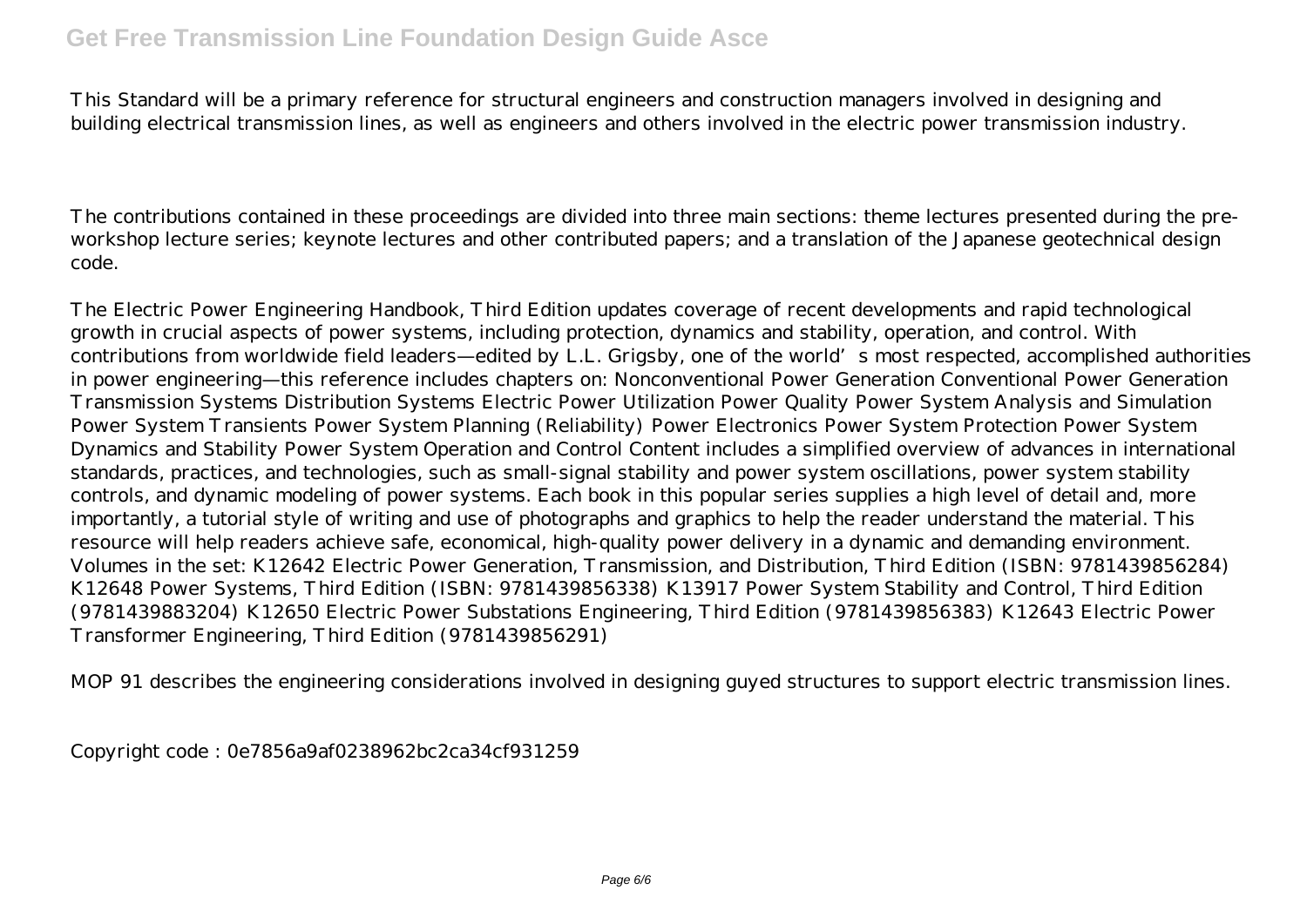This Standard will be a primary reference for structural engineers and construction managers involved in designing and building electrical transmission lines, as well as engineers and others involved in the electric power transmission industry.

The contributions contained in these proceedings are divided into three main sections: theme lectures presented during the pre-workshop lecture series; keynote lectures and other contributed papers; and a translation of the Japanese geotechnical design code.

The Electric Power Engineering Handbook, Third Edition updates coverage of recent developments and rapid technological growth in crucial aspects of power systems, including protection, dynamics and stability, operation, and control. With contributions from worldwide field leaders—edited by L.L. Grigsby, one of the world's most respected, accomplished authorities in power engineering—this reference includes chapters on: Nonconventional Power Generation Conventional Power Generation Transmission Systems Distribution Systems Electric Power Utilization Power Quality Power System Analysis and Simulation Power System Transients Power System Planning (Reliability) Power Electronics Power System Protection Power System Dynamics and Stability Power System Operation and Control Content includes a simplified overview of advances in international standards, practices, and technologies, such as small-signal stability and power system oscillations, power system stability controls, and dynamic modeling of power systems. Each book in this popular series supplies a high level of detail and, more importantly, a tutorial style of writing and use of photographs and graphics to help the reader understand the material. This resource will help readers achieve safe, economical, high-quality power delivery in a dynamic and demanding environment. Volumes in the set: K12642 Electric Power Generation, Transmission, and Distribution, Third Edition (ISBN: 9781439856284) K12648 Power Systems, Third Edition (ISBN: 9781439856338) K13917 Power System Stability and Control, Third Edition (9781439883204) K12650 Electric Power Substations Engineering, Third Edition (9781439856383) K12643 Electric Power Transformer Engineering, Third Edition (9781439856291)

MOP 91 describes the engineering considerations involved in designing guyed structures to support electric transmission lines.

Copyright code : 0e7856a9af0238962bc2ca34cf931259